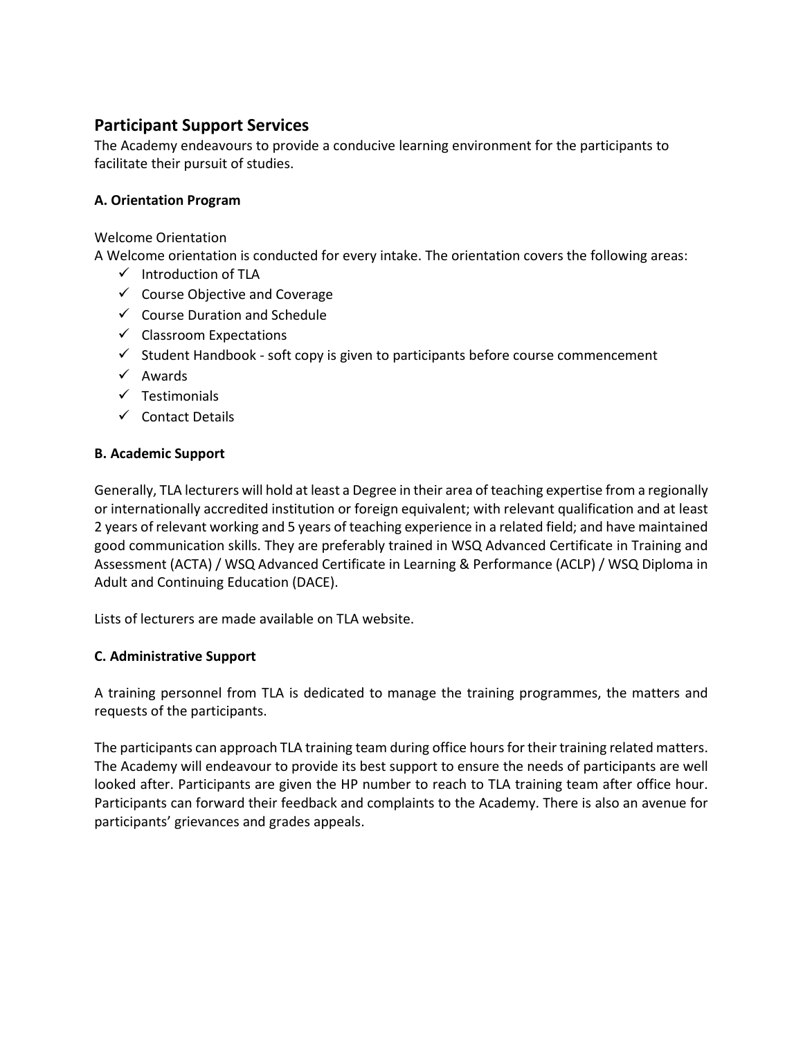## Participant Support Services

The Academy endeavours to provide a conducive learning environment for the participants to facilitate their pursuit of studies.

### A. Orientation Program

Welcome Orientation

A Welcome orientation is conducted for every intake. The orientation covers the following areas:

- ✓ Introduction of TLA
- ✓ Course Objective and Coverage
- ✓ Course Duration and Schedule
- ✓ Classroom Expectations
- ✓ Student Handbook - soft copy is given to participants before course commencement
- ✓ Awards
- ✓ Testimonials
- ✓ Contact Details

### B. Academic Support

Generally, TLA lecturers will hold at least a Degree in their area of teaching expertise from a regionally or internationally accredited institution or foreign equivalent; with relevant qualification and at least 2 years of relevant working and 5 years of teaching experience in a related field; and have maintained good communication skills. They are preferably trained in WSQ Advanced Certificate in Training and Assessment (ACTA) / WSQ Advanced Certificate in Learning & Performance (ACLP) / WSQ Diploma in Adult and Continuing Education (DACE).

Lists of lecturers are made available on TLA website.

### C. Administrative Support

A training personnel from TLA is dedicated to manage the training programmes, the matters and requests of the participants.

The participants can approach TLA training team during office hours for their training related matters. The Academy will endeavour to provide its best support to ensure the needs of participants are well looked after. Participants are given the HP number to reach to TLA training team after office hour. Participants can forward their feedback and complaints to the Academy. There is also an avenue for participants' grievances and grades appeals.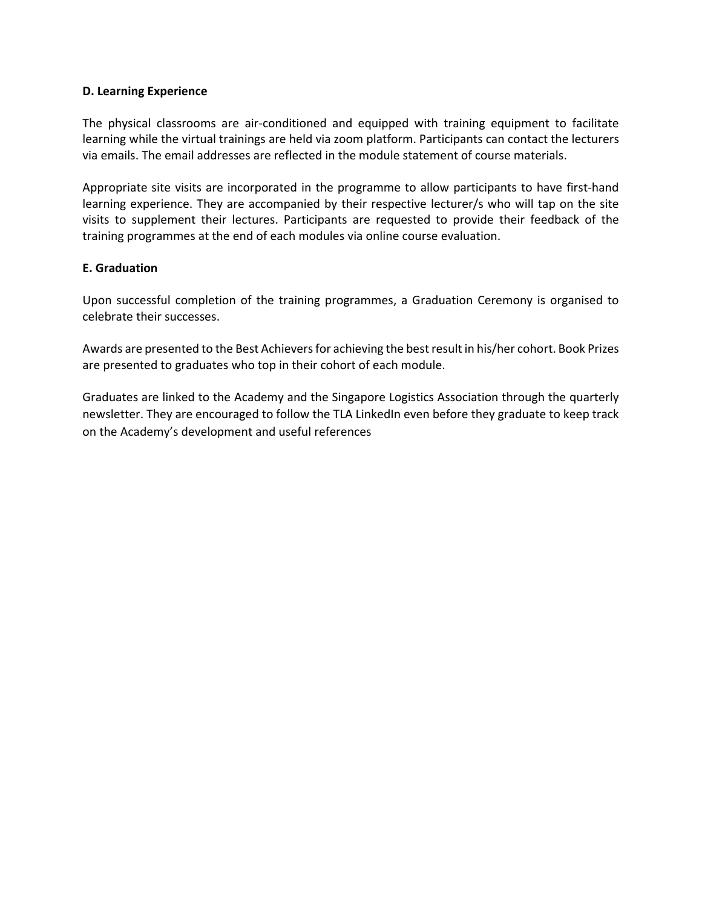**D. Learning Experience**

The physical classrooms are air-conditioned and equipped with training equipment to facilitate learning while the virtual trainings are held via zoom platform. Participants can contact the lecturers via emails. The email addresses are reflected in the module statement of course materials.

Appropriate site visits are incorporated in the programme to allow participants to have first-hand learning experience. They are accompanied by their respective lecturer/s who will tap on the site visits to supplement their lectures. Participants are requested to provide their feedback of the training programmes at the end of each modules via online course evaluation.

**E. Graduation**

Upon successful completion of the training programmes, a Graduation Ceremony is organised to celebrate their successes.

Awards are presented to the Best Achievers for achieving the best result in his/her cohort. Book Prizes are presented to graduates who top in their cohort of each module.

Graduates are linked to the Academy and the Singapore Logistics Association through the quarterly newsletter. They are encouraged to follow the TLA LinkedIn even before they graduate to keep track on the Academy's development and useful references